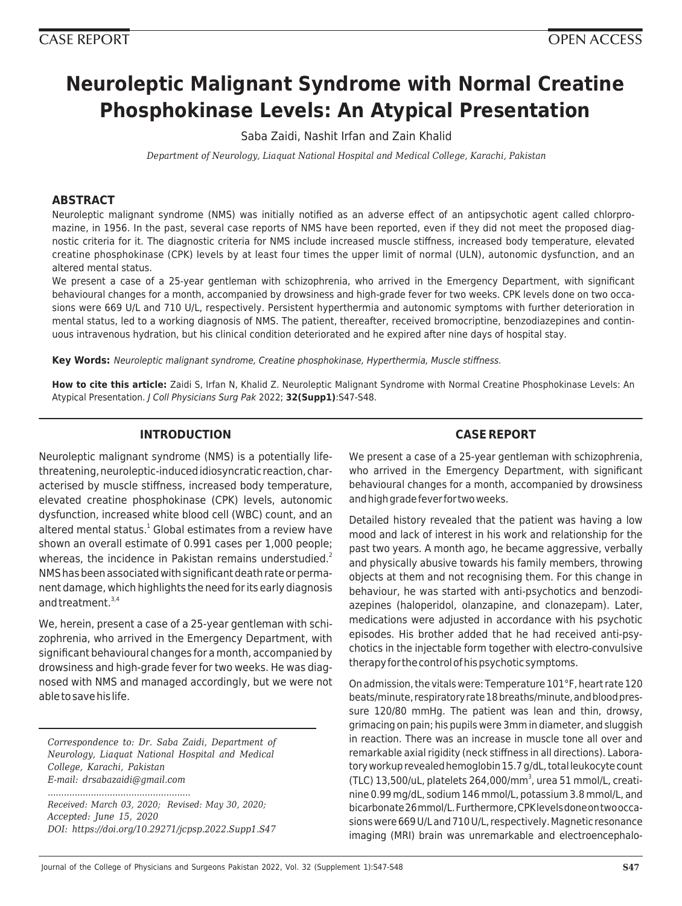CASE REPORT

OPEN ACCESS

# Neuroleptic Malignant Syndrome with Normal Creatine Phosphokinase Levels: An Atypical Presentation

Saba Zaidi, Nashit Irfan and Zain Khalid

*Department of Neurology, Liaquat National Hospital and Medical College, Karachi, Pakistan*

## ABSTRACT

Neuroleptic malignant syndrome (NMS) was initially notified as an adverse effect of an antipsychotic agent called chlorpromazine, in 1956. In the past, several case reports of NMS have been reported, even if they did not meet the proposed diagnostic criteria for it. The diagnostic criteria for NMS include increased muscle stiffness, increased body temperature, elevated creatine phosphokinase (CPK) levels by at least four times the upper limit of normal (ULN), autonomic dysfunction, and an altered mental status.

We present a case of a 25-year gentleman with schizophrenia, who arrived in the Emergency Department, with significant behavioural changes for a month, accompanied by drowsiness and high-grade fever for two weeks. CPK levels done on two occasions were 669 U/L and 710 U/L, respectively. Persistent hyperthermia and autonomic symptoms with further deterioration in mental status, led to a working diagnosis of NMS. The patient, thereafter, received bromocriptine, benzodiazepines and continuous intravenous hydration, but his clinical condition deteriorated and he expired after nine days of hospital stay.

**Key Words:** *Neuroleptic malignant syndrome, Creatine phosphokinase, Hyperthermia, Muscle stiffness.*

**How to cite this article:** Zaidi S, Irfan N, Khalid Z. Neuroleptic Malignant Syndrome with Normal Creatine Phosphokinase Levels: An Atypical Presentation. *J Coll Physicians Surg Pak* 2022; **32(Supp1)**:S47-S48.

## INTRODUCTION

Neuroleptic malignant syndrome (NMS) is a potentially life-threatening, neuroleptic-induced idiosyncratic reaction, characterised by muscle stiffness, increased body temperature, elevated creatine phosphokinase (CPK) levels, autonomic dysfunction, increased white blood cell (WBC) count, and an altered mental status.[1] Global estimates from a review have shown an overall estimate of 0.991 cases per 1,000 people; whereas, the incidence in Pakistan remains understudied.[2] NMS has been associated with significant death rate or permanent damage, which highlights the need for its early diagnosis and treatment.[3,4]

We, herein, present a case of a 25-year gentleman with schizophrenia, who arrived in the Emergency Department, with significant behavioural changes for a month, accompanied by drowsiness and high-grade fever for two weeks. He was diagnosed with NMS and managed accordingly, but we were not able to save his life.

*Correspondence to: Dr. Saba Zaidi, Department of Neurology, Liaquat National Hospital and Medical College, Karachi, Pakistan*
*E-mail: drsabazaidi@gmail.com*

*Received: March 03, 2020; Revised: May 30, 2020; Accepted: June 15, 2020*
*DOI: https://doi.org/10.29271/jcpsp.2022.Supp1.S47*

## CASE REPORT

We present a case of a 25-year gentleman with schizophrenia, who arrived in the Emergency Department, with significant behavioural changes for a month, accompanied by drowsiness and high grade fever for two weeks.

Detailed history revealed that the patient was having a low mood and lack of interest in his work and relationship for the past two years. A month ago, he became aggressive, verbally and physically abusive towards his family members, throwing objects at them and not recognising them. For this change in behaviour, he was started with anti-psychotics and benzodiazepines (haloperidol, olanzapine, and clonazepam). Later, medications were adjusted in accordance with his psychotic episodes. His brother added that he had received anti-psychotics in the injectable form together with electro-convulsive therapy for the control of his psychotic symptoms.

On admission, the vitals were: Temperature 101°F, heart rate 120 beats/minute, respiratory rate 18 breaths/minute, and blood pressure 120/80 mmHg. The patient was lean and thin, drowsy, grimacing on pain; his pupils were 3mm in diameter, and sluggish in reaction. There was an increase in muscle tone all over and remarkable axial rigidity (neck stiffness in all directions). Laboratory workup revealed hemoglobin 15.7 g/dL, total leukocyte count (TLC) 13,500/uL, platelets 264,000/mm$^3$, urea 51 mmol/L, creatinine 0.99 mg/dL, sodium 146 mmol/L, potassium 3.8 mmol/L, and bicarbonate 26 mmol/L. Furthermore, CPK levels done on two occasions were 669 U/L and 710 U/L, respectively. Magnetic resonance imaging (MRI) brain was unremarkable and electroencephalo-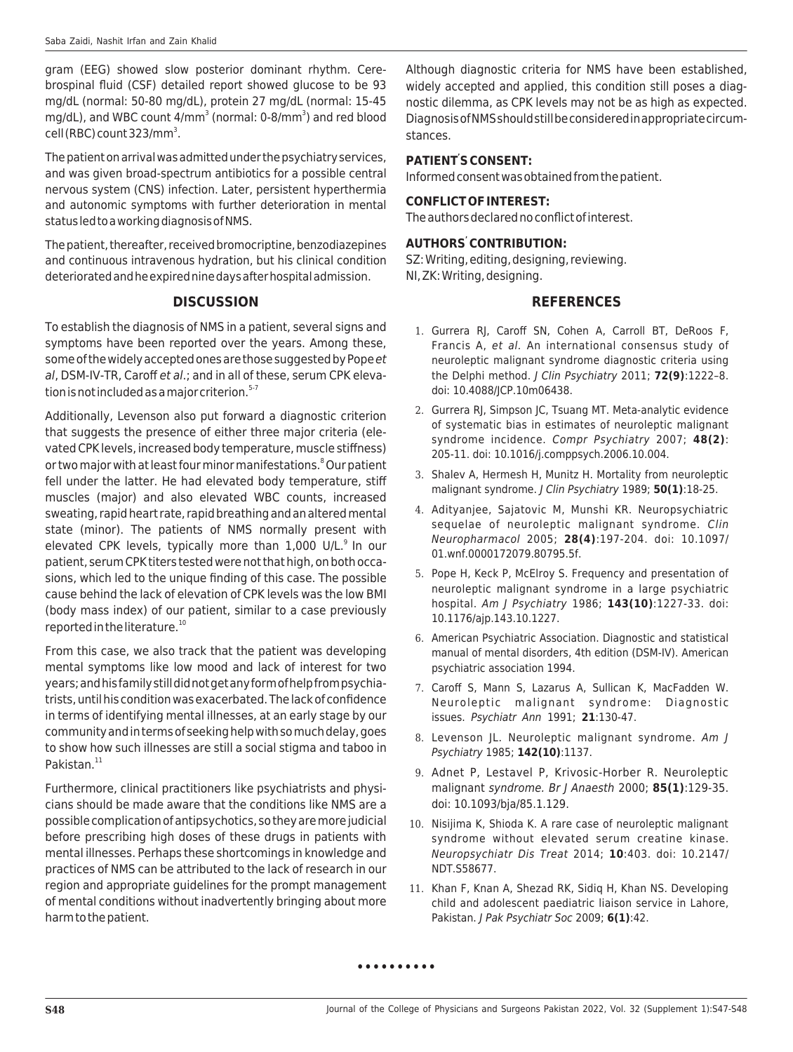gram (EEG) showed slow posterior dominant rhythm. Cerebrospinal fluid (CSF) detailed report showed glucose to be 93 mg/dL (normal: 50-80 mg/dL), protein 27 mg/dL (normal: 15-45 mg/dL), and WBC count 4/mm$^3$ (normal: 0-8/mm$^3$) and red blood cell (RBC) count 323/mm$^3$.

The patient on arrival was admitted under the psychiatry services, and was given broad-spectrum antibiotics for a possible central nervous system (CNS) infection. Later, persistent hyperthermia and autonomic symptoms with further deterioration in mental status led to a working diagnosis of NMS.

The patient, thereafter, received bromocriptine, benzodiazepines and continuous intravenous hydration, but his clinical condition deteriorated and he expired nine days after hospital admission.

## DISCUSSION

To establish the diagnosis of NMS in a patient, several signs and symptoms have been reported over the years. Among these, some of the widely accepted ones are those suggested by Pope *et al*, DSM-IV-TR, Caroff *et al*.; and in all of these, serum CPK elevation is not included as a major criterion.[5-7]

Additionally, Levenson also put forward a diagnostic criterion that suggests the presence of either three major criteria (elevated CPK levels, increased body temperature, muscle stiffness) or two major with at least four minor manifestations.[8] Our patient fell under the latter. He had elevated body temperature, stiff muscles (major) and also elevated WBC counts, increased sweating, rapid heart rate, rapid breathing and an altered mental state (minor). The patients of NMS normally present with elevated CPK levels, typically more than 1,000 U/L.[9] In our patient, serum CPK titers tested were not that high, on both occasions, which led to the unique finding of this case. The possible cause behind the lack of elevation of CPK levels was the low BMI (body mass index) of our patient, similar to a case previously reported in the literature.[10]

From this case, we also track that the patient was developing mental symptoms like low mood and lack of interest for two years; and his family still did not get any form of help from psychiatrists, until his condition was exacerbated. The lack of confidence in terms of identifying mental illnesses, at an early stage by our community and in terms of seeking help with so much delay, goes to show how such illnesses are still a social stigma and taboo in Pakistan.[11]

Furthermore, clinical practitioners like psychiatrists and physicians should be made aware that the conditions like NMS are a possible complication of antipsychotics, so they are more judicial before prescribing high doses of these drugs in patients with mental illnesses. Perhaps these shortcomings in knowledge and practices of NMS can be attributed to the lack of research in our region and appropriate guidelines for the prompt management of mental conditions without inadvertently bringing about more harm to the patient.

Although diagnostic criteria for NMS have been established, widely accepted and applied, this condition still poses a diagnostic dilemma, as CPK levels may not be as high as expected. Diagnosis of NMS should still be considered in appropriate circumstances.

**PATIENT'S CONSENT:**

Informed consent was obtained from the patient.

**CONFLICT OF INTEREST:**

The authors declared no conflict of interest.

**AUTHORS' CONTRIBUTION:**

SZ: Writing, editing, designing, reviewing.
NI, ZK: Writing, designing.

## REFERENCES

1. Gurrera RJ, Caroff SN, Cohen A, Carroll BT, DeRoos F, Francis A, *et al*. An international consensus study of neuroleptic malignant syndrome diagnostic criteria using the Delphi method. *J Clin Psychiatry* 2011; **72(9)**:1222–8. doi: 10.4088/JCP.10m06438.
2. Gurrera RJ, Simpson JC, Tsuang MT. Meta-analytic evidence of systematic bias in estimates of neuroleptic malignant syndrome incidence. *Compr Psychiatry* 2007; **48(2)**: 205-11. doi: 10.1016/j.comppsych.2006.10.004.
3. Shalev A, Hermesh H, Munitz H. Mortality from neuroleptic malignant syndrome. *J Clin Psychiatry* 1989; **50(1)**:18-25.
4. Adityanjee, Sajatovic M, Munshi KR. Neuropsychiatric sequelae of neuroleptic malignant syndrome. *Clin Neuropharmacol* 2005; **28(4)**:197-204. doi: 10.1097/01.wnf.0000172079.80795.5f.
5. Pope H, Keck P, McElroy S. Frequency and presentation of neuroleptic malignant syndrome in a large psychiatric hospital. *Am J Psychiatry* 1986; **143(10)**:1227-33. doi: 10.1176/ajp.143.10.1227.
6. American Psychiatric Association. Diagnostic and statistical manual of mental disorders, 4th edition (DSM-IV). American psychiatric association 1994.
7. Caroff S, Mann S, Lazarus A, Sullican K, MacFadden W. Neuroleptic malignant syndrome: Diagnostic issues. *Psychiatr Ann* 1991; **21**:130-47.
8. Levenson JL. Neuroleptic malignant syndrome. *Am J Psychiatry* 1985; **142(10)**:1137.
9. Adnet P, Lestavel P, Krivosic-Horber R. Neuroleptic malignant *syndrome. Br J Anaesth* 2000; **85(1)**:129-35. doi: 10.1093/bja/85.1.129.
10. Nisijima K, Shioda K. A rare case of neuroleptic malignant syndrome without elevated serum creatine kinase. *Neuropsychiatr Dis Treat* 2014; **10**:403. doi: 10.2147/NDT.S58677.
11. Khan F, Knan A, Shezad RK, Sidiq H, Khan NS. Developing child and adolescent paediatric liaison service in Lahore, Pakistan. *J Pak Psychiatr Soc* 2009; **6(1)**:42.

• • • • • • • • • •